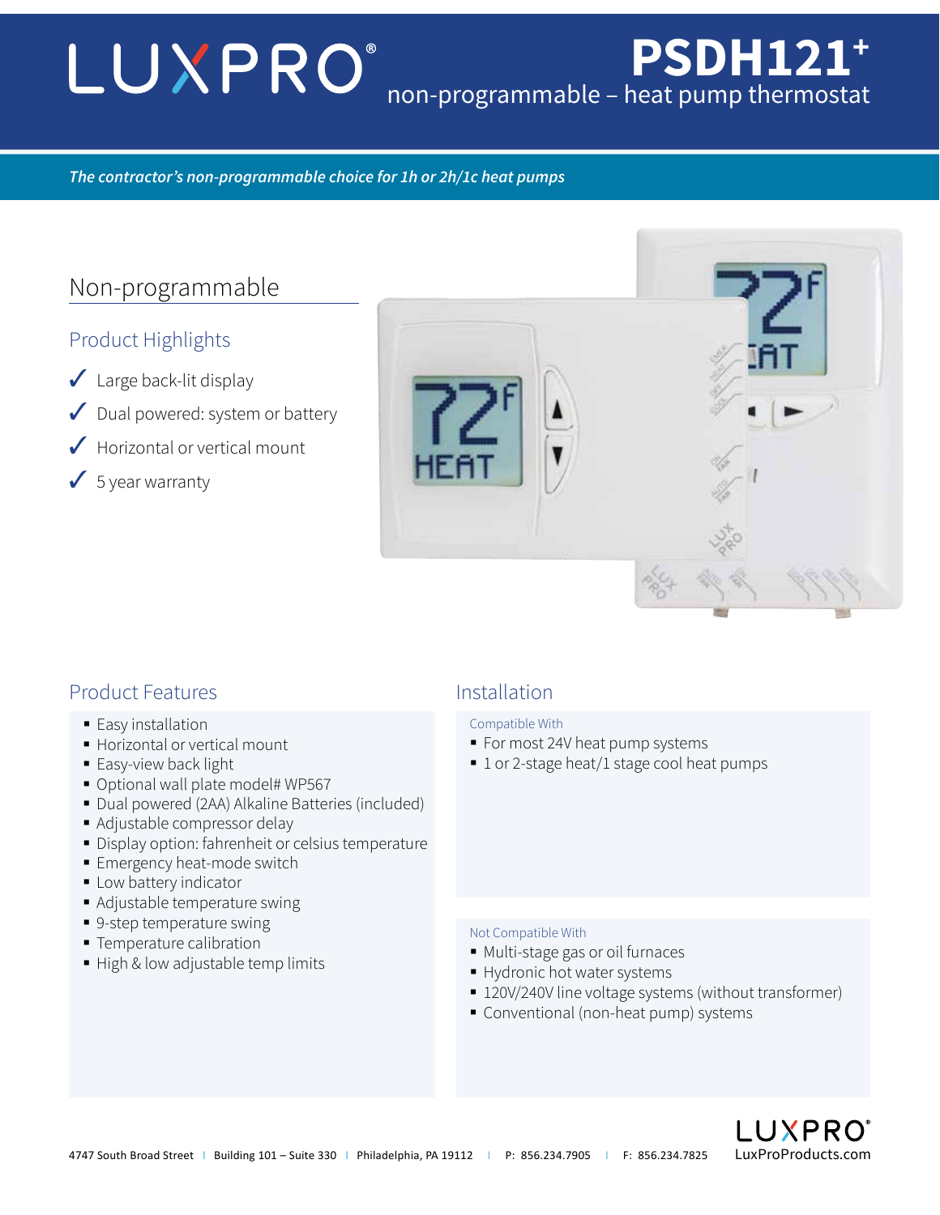# LUXPRO®

## PSDH121+

non-programmable – heat pump thermostat

*The contractor's non-programmable choice for 1h or 2h/1c heat pumps*

## Non-programmable

### Product Highlights

- ✓ Large back-lit display
- ✓ Dual powered: system or battery
- ✓ Horizontal or vertical mount
- ✓ 5 year warranty

### Product Features

- Easy installation
- Horizontal or vertical mount
- Easy-view back light
- Optional wall plate model# WP567
- Dual powered (2AA) Alkaline Batteries (included)
- Adjustable compressor delay
- Display option: fahrenheit or celsius temperature
- Emergency heat-mode switch
- Low battery indicator
- Adjustable temperature swing
- 9-step temperature swing
- Temperature calibration
- High & low adjustable temp limits

### Installation

**Compatible With**

- For most 24V heat pump systems
- 1 or 2-stage heat/1 stage cool heat pumps

**Not Compatible With**

- Multi-stage gas or oil furnaces
- Hydronic hot water systems
- 120V/240V line voltage systems (without transformer)
- Conventional (non-heat pump) systems

4747 South Broad Street | Building 101 – Suite 330 | Philadelphia, PA 19112 | P: 856.234.7905 | F: 856.234.7825

LUXPRO® LuxProProducts.com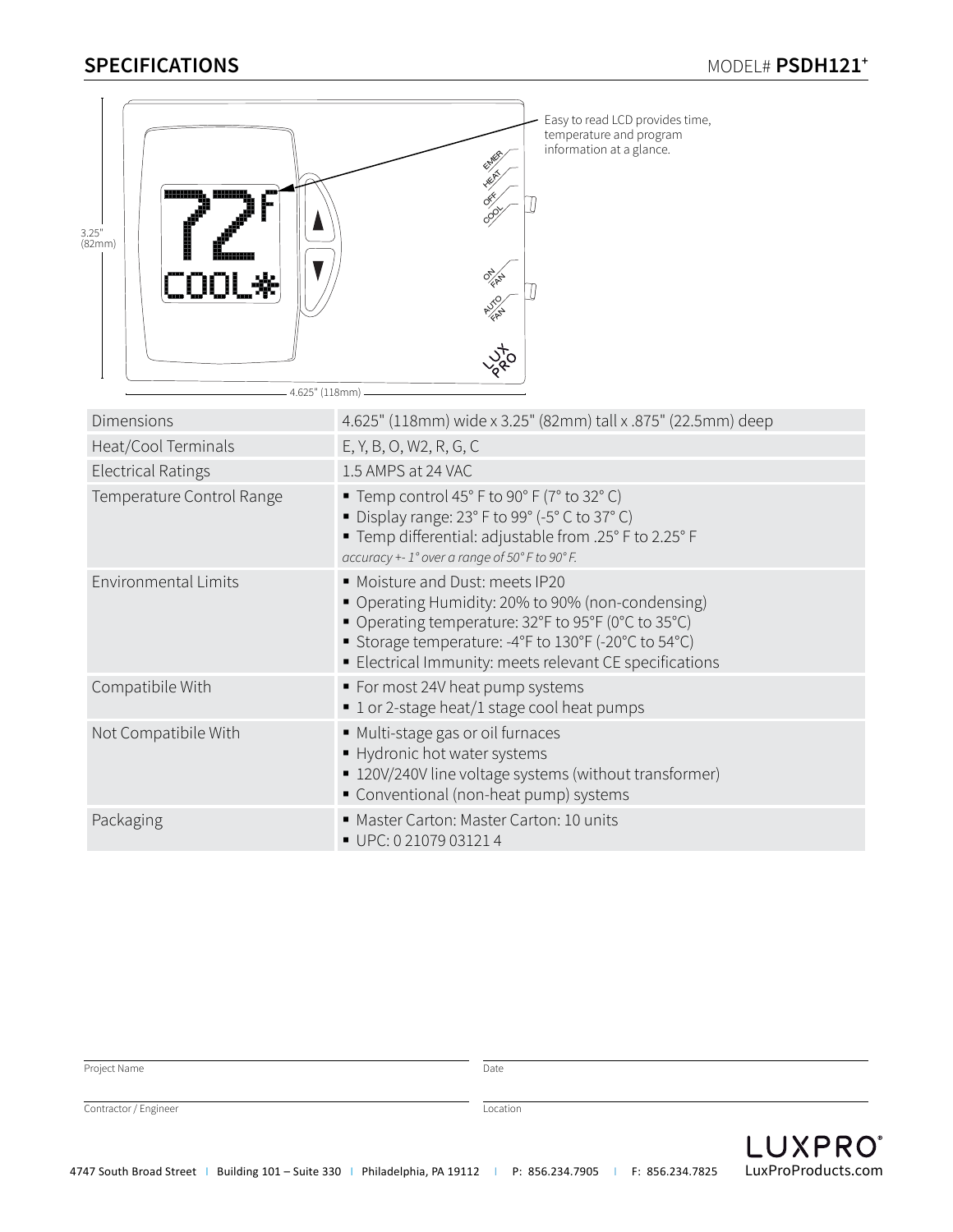## SPECIFICATIONS

MODEL# **PSDH121+**

3.25" (82mm)

4.625" (118mm)

Easy to read LCD provides time, temperature and program information at a glance.

| | |
|---|---|
| Dimensions | 4.625" (118mm) wide x 3.25" (82mm) tall x .875" (22.5mm) deep |
| Heat/Cool Terminals | E, Y, B, O, W2, R, G, C |
| Electrical Ratings | 1.5 AMPS at 24 VAC |
| Temperature Control Range | ▪ Temp control 45° F to 90° F (7° to 32° C)<br>▪ Display range: 23° F to 99° (-5° C to 37° C)<br>▪ Temp differential: adjustable from .25° F to 2.25° F<br>*accuracy +- 1° over a range of 50° F to 90° F.* |
| Environmental Limits | ▪ Moisture and Dust: meets IP20<br>▪ Operating Humidity: 20% to 90% (non-condensing)<br>▪ Operating temperature: 32°F to 95°F (0°C to 35°C)<br>▪ Storage temperature: -4°F to 130°F (-20°C to 54°C)<br>▪ Electrical Immunity: meets relevant CE specifications |
| Compatibile With | ▪ For most 24V heat pump systems<br>▪ 1 or 2-stage heat/1 stage cool heat pumps |
| Not Compatibile With | ▪ Multi-stage gas or oil furnaces<br>▪ Hydronic hot water systems<br>▪ 120V/240V line voltage systems (without transformer)<br>▪ Conventional (non-heat pump) systems |
| Packaging | ▪ Master Carton: Master Carton: 10 units<br>▪ UPC: 0 21079 03121 4 |

Project Name

Date

Contractor / Engineer

Location

LUXPRO®

4747 South Broad Street | Building 101 – Suite 330 | Philadelphia, PA 19112 | P: 856.234.7905 | F: 856.234.7825

LuxProProducts.com